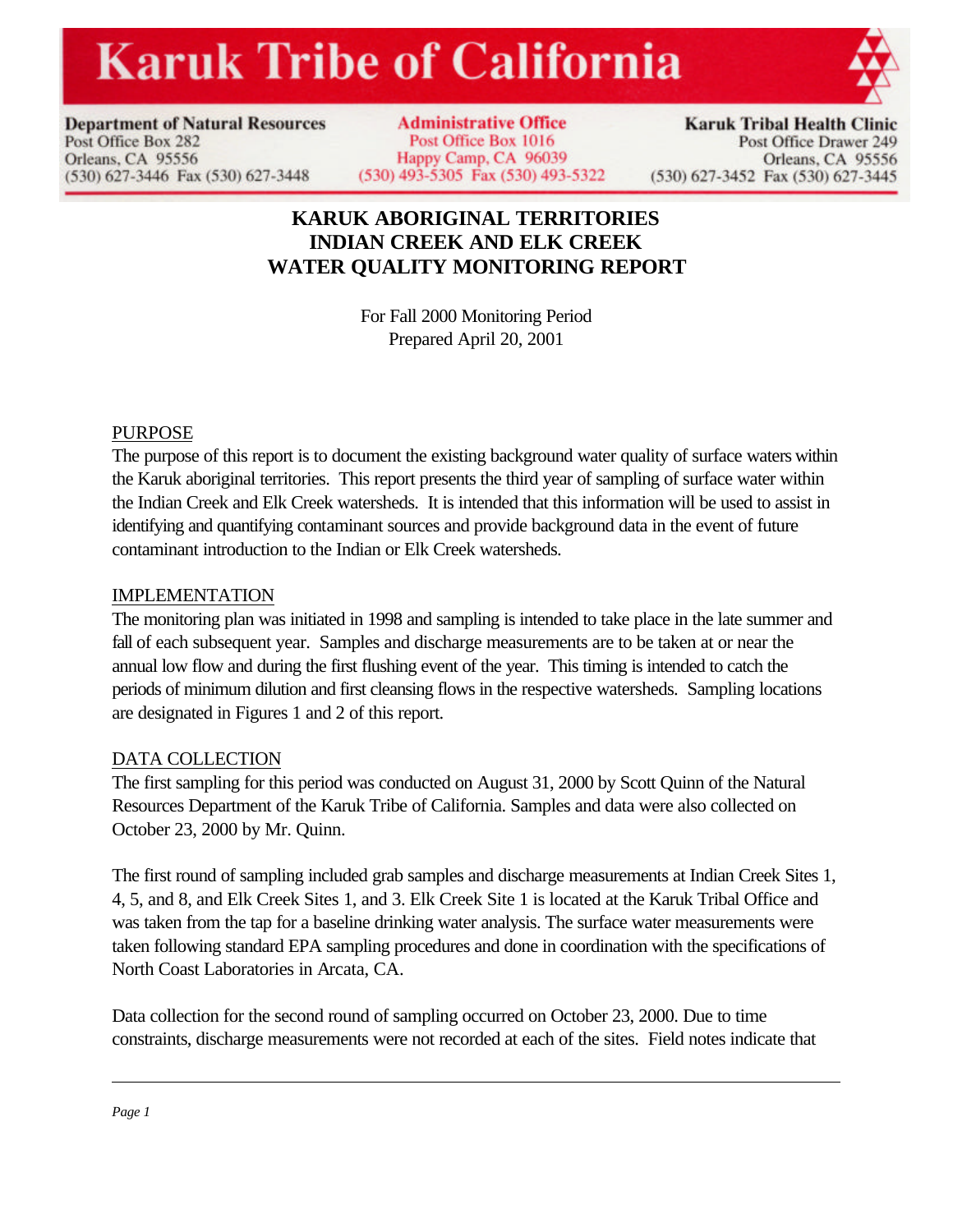# Karuk Tribe of California

**Department of Natural Resources**
Post Office Box 282
Orleans, CA 95556
(530) 627-3446 Fax (530) 627-3448

**Administrative Office**
Post Office Box 1016
Happy Camp, CA 96039
(530) 493-5305 Fax (530) 493-5322

**Karuk Tribal Health Clinic**
Post Office Drawer 249
Orleans, CA 95556
(530) 627-3452 Fax (530) 627-3445

## KARUK ABORIGINAL TERRITORIES INDIAN CREEK AND ELK CREEK WATER QUALITY MONITORING REPORT

For Fall 2000 Monitoring Period
Prepared April 20, 2001

### PURPOSE

The purpose of this report is to document the existing background water quality of surface waters within the Karuk aboriginal territories. This report presents the third year of sampling of surface water within the Indian Creek and Elk Creek watersheds. It is intended that this information will be used to assist in identifying and quantifying contaminant sources and provide background data in the event of future contaminant introduction to the Indian or Elk Creek watersheds.

### IMPLEMENTATION

The monitoring plan was initiated in 1998 and sampling is intended to take place in the late summer and fall of each subsequent year. Samples and discharge measurements are to be taken at or near the annual low flow and during the first flushing event of the year. This timing is intended to catch the periods of minimum dilution and first cleansing flows in the respective watersheds. Sampling locations are designated in Figures 1 and 2 of this report.

### DATA COLLECTION

The first sampling for this period was conducted on August 31, 2000 by Scott Quinn of the Natural Resources Department of the Karuk Tribe of California. Samples and data were also collected on October 23, 2000 by Mr. Quinn.

The first round of sampling included grab samples and discharge measurements at Indian Creek Sites 1, 4, 5, and 8, and Elk Creek Sites 1, and 3. Elk Creek Site 1 is located at the Karuk Tribal Office and was taken from the tap for a baseline drinking water analysis. The surface water measurements were taken following standard EPA sampling procedures and done in coordination with the specifications of North Coast Laboratories in Arcata, CA.

Data collection for the second round of sampling occurred on October 23, 2000. Due to time constraints, discharge measurements were not recorded at each of the sites. Field notes indicate that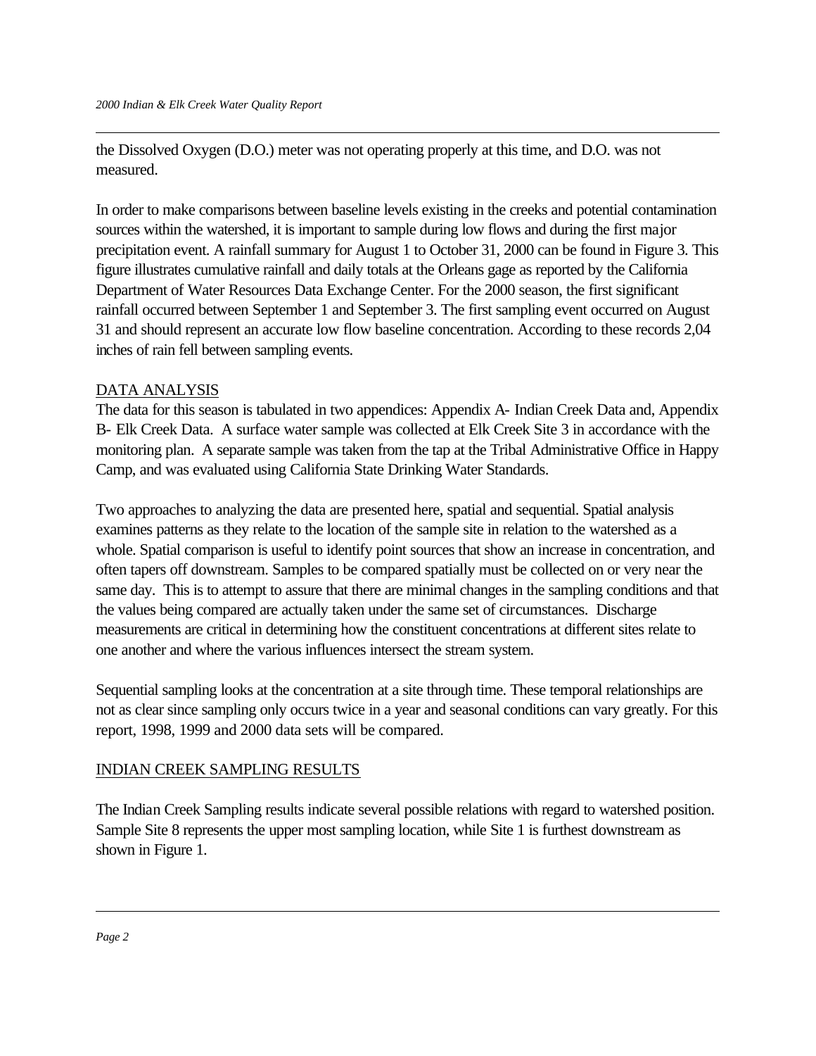the Dissolved Oxygen (D.O.) meter was not operating properly at this time, and D.O. was not measured.

In order to make comparisons between baseline levels existing in the creeks and potential contamination sources within the watershed, it is important to sample during low flows and during the first major precipitation event. A rainfall summary for August 1 to October 31, 2000 can be found in Figure 3. This figure illustrates cumulative rainfall and daily totals at the Orleans gage as reported by the California Department of Water Resources Data Exchange Center. For the 2000 season, the first significant rainfall occurred between September 1 and September 3. The first sampling event occurred on August 31 and should represent an accurate low flow baseline concentration. According to these records 2,04 inches of rain fell between sampling events.

## DATA ANALYSIS

The data for this season is tabulated in two appendices: Appendix A- Indian Creek Data and, Appendix B- Elk Creek Data. A surface water sample was collected at Elk Creek Site 3 in accordance with the monitoring plan. A separate sample was taken from the tap at the Tribal Administrative Office in Happy Camp, and was evaluated using California State Drinking Water Standards.

Two approaches to analyzing the data are presented here, spatial and sequential. Spatial analysis examines patterns as they relate to the location of the sample site in relation to the watershed as a whole. Spatial comparison is useful to identify point sources that show an increase in concentration, and often tapers off downstream. Samples to be compared spatially must be collected on or very near the same day. This is to attempt to assure that there are minimal changes in the sampling conditions and that the values being compared are actually taken under the same set of circumstances. Discharge measurements are critical in determining how the constituent concentrations at different sites relate to one another and where the various influences intersect the stream system.

Sequential sampling looks at the concentration at a site through time. These temporal relationships are not as clear since sampling only occurs twice in a year and seasonal conditions can vary greatly. For this report, 1998, 1999 and 2000 data sets will be compared.

## INDIAN CREEK SAMPLING RESULTS

The Indian Creek Sampling results indicate several possible relations with regard to watershed position. Sample Site 8 represents the upper most sampling location, while Site 1 is furthest downstream as shown in Figure 1.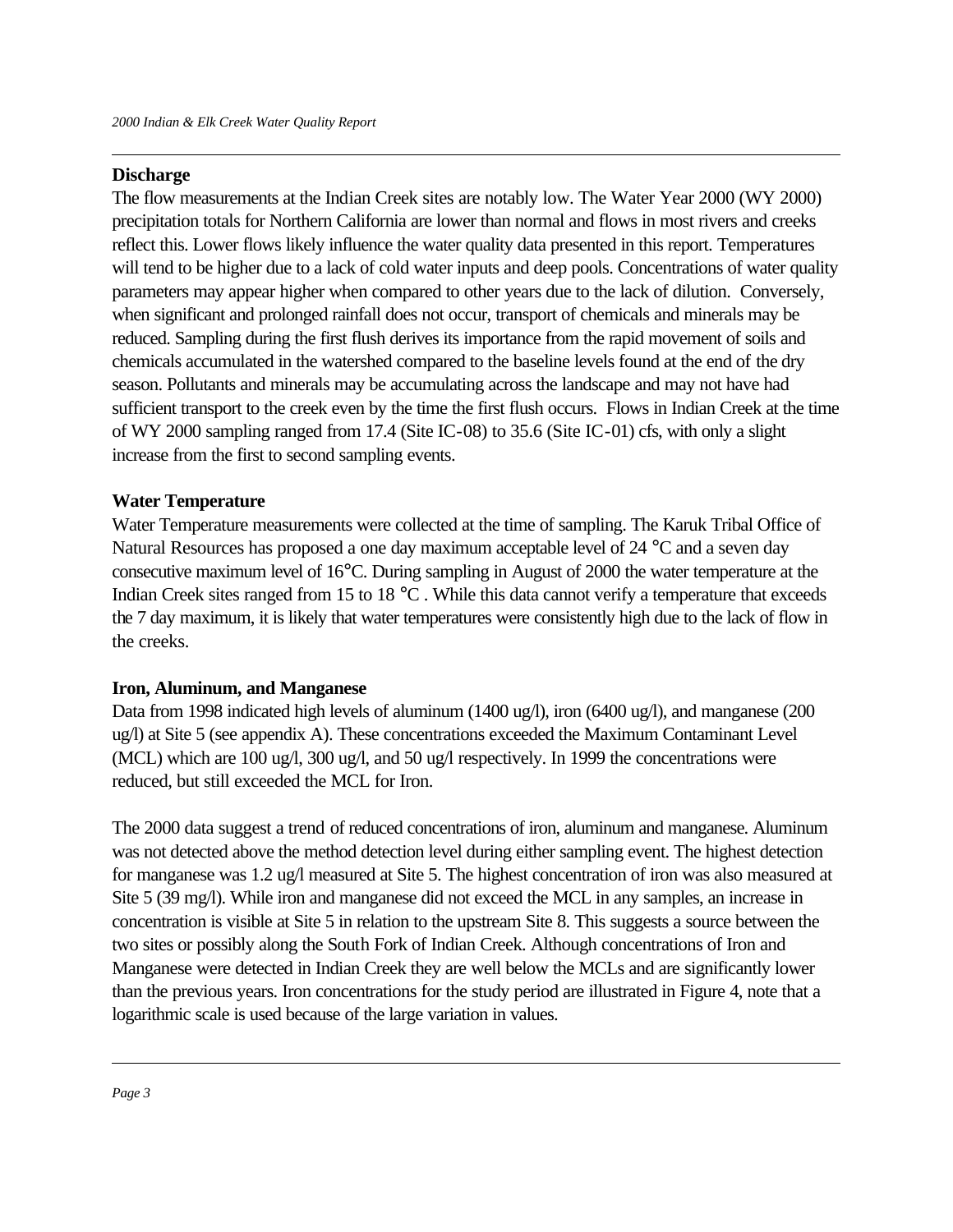## Discharge

The flow measurements at the Indian Creek sites are notably low. The Water Year 2000 (WY 2000) precipitation totals for Northern California are lower than normal and flows in most rivers and creeks reflect this. Lower flows likely influence the water quality data presented in this report. Temperatures will tend to be higher due to a lack of cold water inputs and deep pools. Concentrations of water quality parameters may appear higher when compared to other years due to the lack of dilution. Conversely, when significant and prolonged rainfall does not occur, transport of chemicals and minerals may be reduced. Sampling during the first flush derives its importance from the rapid movement of soils and chemicals accumulated in the watershed compared to the baseline levels found at the end of the dry season. Pollutants and minerals may be accumulating across the landscape and may not have had sufficient transport to the creek even by the time the first flush occurs. Flows in Indian Creek at the time of WY 2000 sampling ranged from 17.4 (Site IC-08) to 35.6 (Site IC-01) cfs, with only a slight increase from the first to second sampling events.

## Water Temperature

Water Temperature measurements were collected at the time of sampling. The Karuk Tribal Office of Natural Resources has proposed a one day maximum acceptable level of 24 °C and a seven day consecutive maximum level of 16°C. During sampling in August of 2000 the water temperature at the Indian Creek sites ranged from 15 to 18 °C . While this data cannot verify a temperature that exceeds the 7 day maximum, it is likely that water temperatures were consistently high due to the lack of flow in the creeks.

## Iron, Aluminum, and Manganese

Data from 1998 indicated high levels of aluminum (1400 ug/l), iron (6400 ug/l), and manganese (200 ug/l) at Site 5 (see appendix A). These concentrations exceeded the Maximum Contaminant Level (MCL) which are 100 ug/l, 300 ug/l, and 50 ug/l respectively. In 1999 the concentrations were reduced, but still exceeded the MCL for Iron.

The 2000 data suggest a trend of reduced concentrations of iron, aluminum and manganese. Aluminum was not detected above the method detection level during either sampling event. The highest detection for manganese was 1.2 ug/l measured at Site 5. The highest concentration of iron was also measured at Site 5 (39 mg/l). While iron and manganese did not exceed the MCL in any samples, an increase in concentration is visible at Site 5 in relation to the upstream Site 8. This suggests a source between the two sites or possibly along the South Fork of Indian Creek. Although concentrations of Iron and Manganese were detected in Indian Creek they are well below the MCLs and are significantly lower than the previous years. Iron concentrations for the study period are illustrated in Figure 4, note that a logarithmic scale is used because of the large variation in values.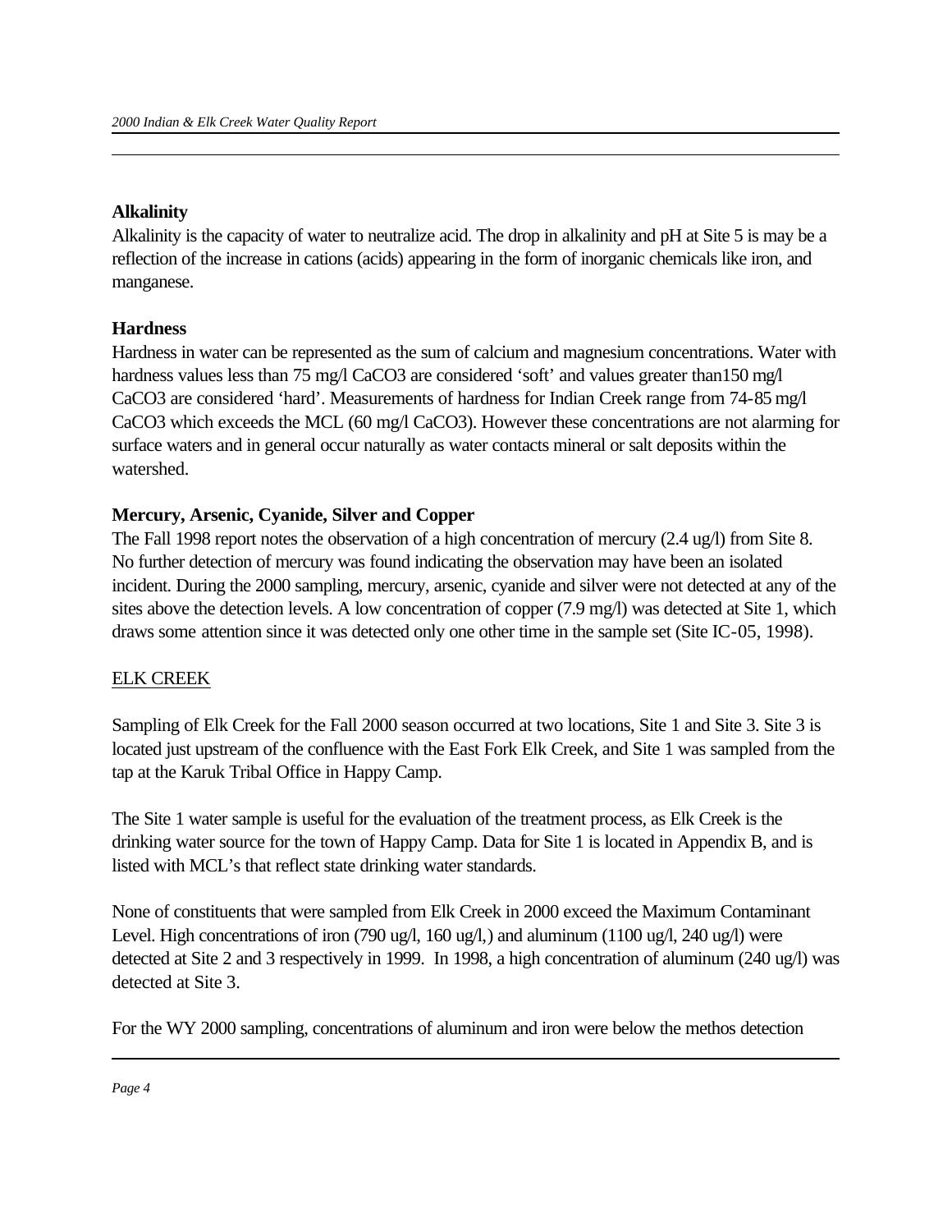### Alkalinity

Alkalinity is the capacity of water to neutralize acid. The drop in alkalinity and pH at Site 5 is may be a reflection of the increase in cations (acids) appearing in the form of inorganic chemicals like iron, and manganese.

### Hardness

Hardness in water can be represented as the sum of calcium and magnesium concentrations. Water with hardness values less than 75 mg/l $CaCO_3$ are considered 'soft' and values greater than150 mg/l $CaCO_3$ are considered 'hard'. Measurements of hardness for Indian Creek range from 74-85 mg/l $CaCO_3$ which exceeds the MCL (60 mg/l $CaCO_3$). However these concentrations are not alarming for surface waters and in general occur naturally as water contacts mineral or salt deposits within the watershed.

### Mercury, Arsenic, Cyanide, Silver and Copper

The Fall 1998 report notes the observation of a high concentration of mercury (2.4 ug/l) from Site 8. No further detection of mercury was found indicating the observation may have been an isolated incident. During the 2000 sampling, mercury, arsenic, cyanide and silver were not detected at any of the sites above the detection levels. A low concentration of copper (7.9 mg/l) was detected at Site 1, which draws some attention since it was detected only one other time in the sample set (Site IC-05, 1998).

## ELK CREEK

Sampling of Elk Creek for the Fall 2000 season occurred at two locations, Site 1 and Site 3. Site 3 is located just upstream of the confluence with the East Fork Elk Creek, and Site 1 was sampled from the tap at the Karuk Tribal Office in Happy Camp.

The Site 1 water sample is useful for the evaluation of the treatment process, as Elk Creek is the drinking water source for the town of Happy Camp. Data for Site 1 is located in Appendix B, and is listed with MCL's that reflect state drinking water standards.

None of constituents that were sampled from Elk Creek in 2000 exceed the Maximum Contaminant Level. High concentrations of iron (790 ug/l, 160 ug/l,) and aluminum (1100 ug/l, 240 ug/l) were detected at Site 2 and 3 respectively in 1999. In 1998, a high concentration of aluminum (240 ug/l) was detected at Site 3.

For the WY 2000 sampling, concentrations of aluminum and iron were below the methos detection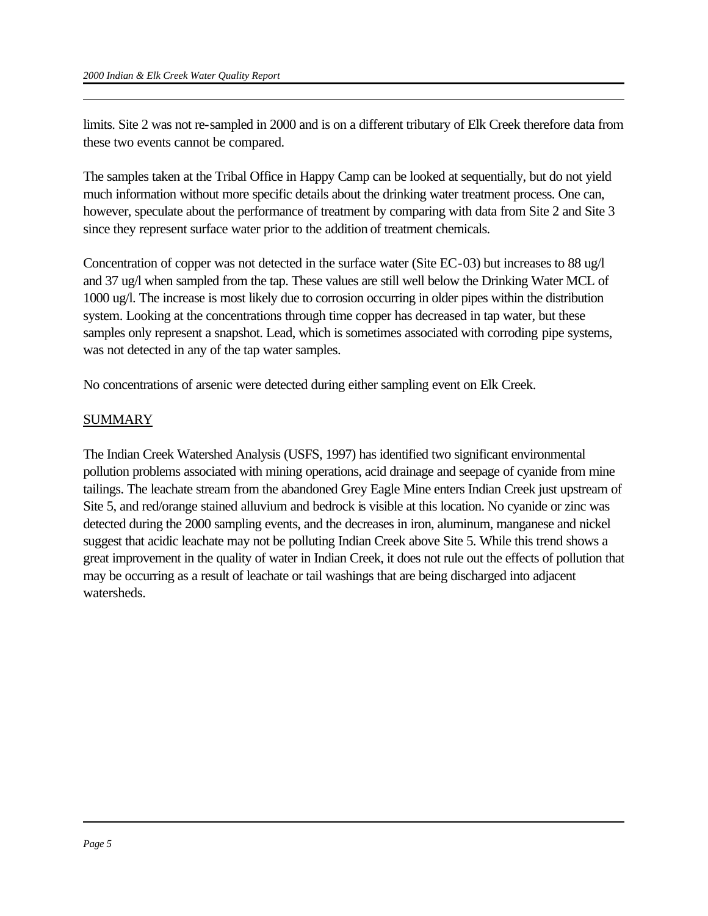limits. Site 2 was not re-sampled in 2000 and is on a different tributary of Elk Creek therefore data from these two events cannot be compared.

The samples taken at the Tribal Office in Happy Camp can be looked at sequentially, but do not yield much information without more specific details about the drinking water treatment process. One can, however, speculate about the performance of treatment by comparing with data from Site 2 and Site 3 since they represent surface water prior to the addition of treatment chemicals.

Concentration of copper was not detected in the surface water (Site EC-03) but increases to 88 ug/l and 37 ug/l when sampled from the tap. These values are still well below the Drinking Water MCL of 1000 ug/l. The increase is most likely due to corrosion occurring in older pipes within the distribution system. Looking at the concentrations through time copper has decreased in tap water, but these samples only represent a snapshot. Lead, which is sometimes associated with corroding pipe systems, was not detected in any of the tap water samples.

No concentrations of arsenic were detected during either sampling event on Elk Creek.

## SUMMARY

The Indian Creek Watershed Analysis (USFS, 1997) has identified two significant environmental pollution problems associated with mining operations, acid drainage and seepage of cyanide from mine tailings. The leachate stream from the abandoned Grey Eagle Mine enters Indian Creek just upstream of Site 5, and red/orange stained alluvium and bedrock is visible at this location. No cyanide or zinc was detected during the 2000 sampling events, and the decreases in iron, aluminum, manganese and nickel suggest that acidic leachate may not be polluting Indian Creek above Site 5. While this trend shows a great improvement in the quality of water in Indian Creek, it does not rule out the effects of pollution that may be occurring as a result of leachate or tail washings that are being discharged into adjacent watersheds.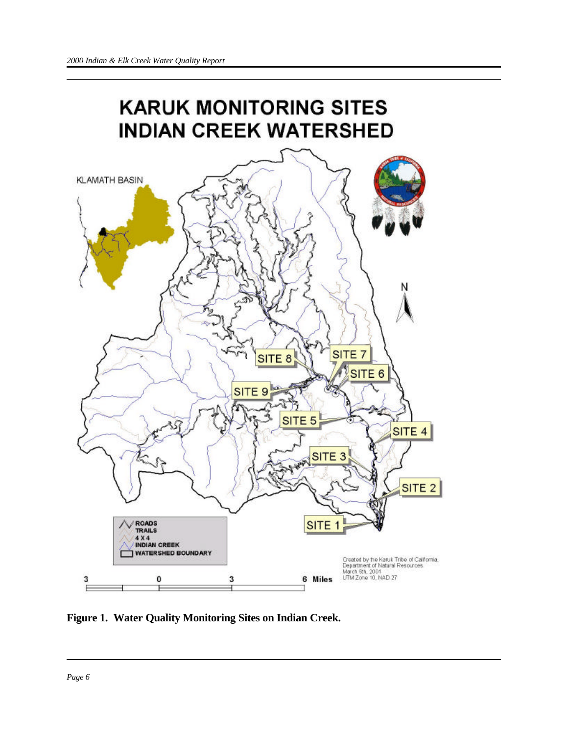**Figure 1. Water Quality Monitoring Sites on Indian Creek.**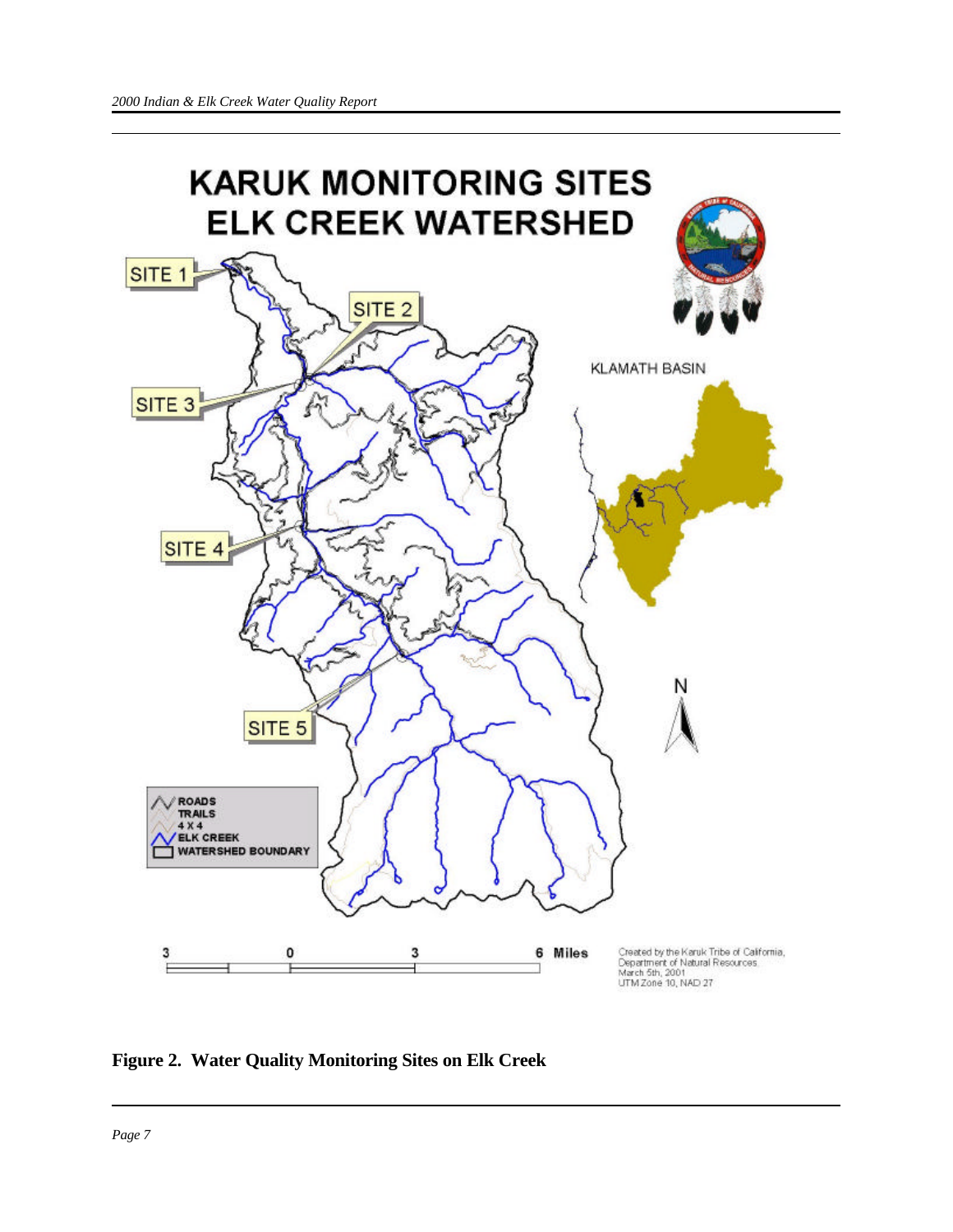# KARUK MONITORING SITES
## ELK CREEK WATERSHED

SITE 1

SITE 2

SITE 3

SITE 4

SITE 5

KLAMATH BASIN

N

- ROADS
- TRAILS
- 4 X 4
- ELK CREEK
- WATERSHED BOUNDARY

3 0 3 6 Miles

Created by the Karuk Tribe of California, Department of Natural Resources. March 5th, 2001 UTM Zone 10, NAD 27

**Figure 2. Water Quality Monitoring Sites on Elk Creek**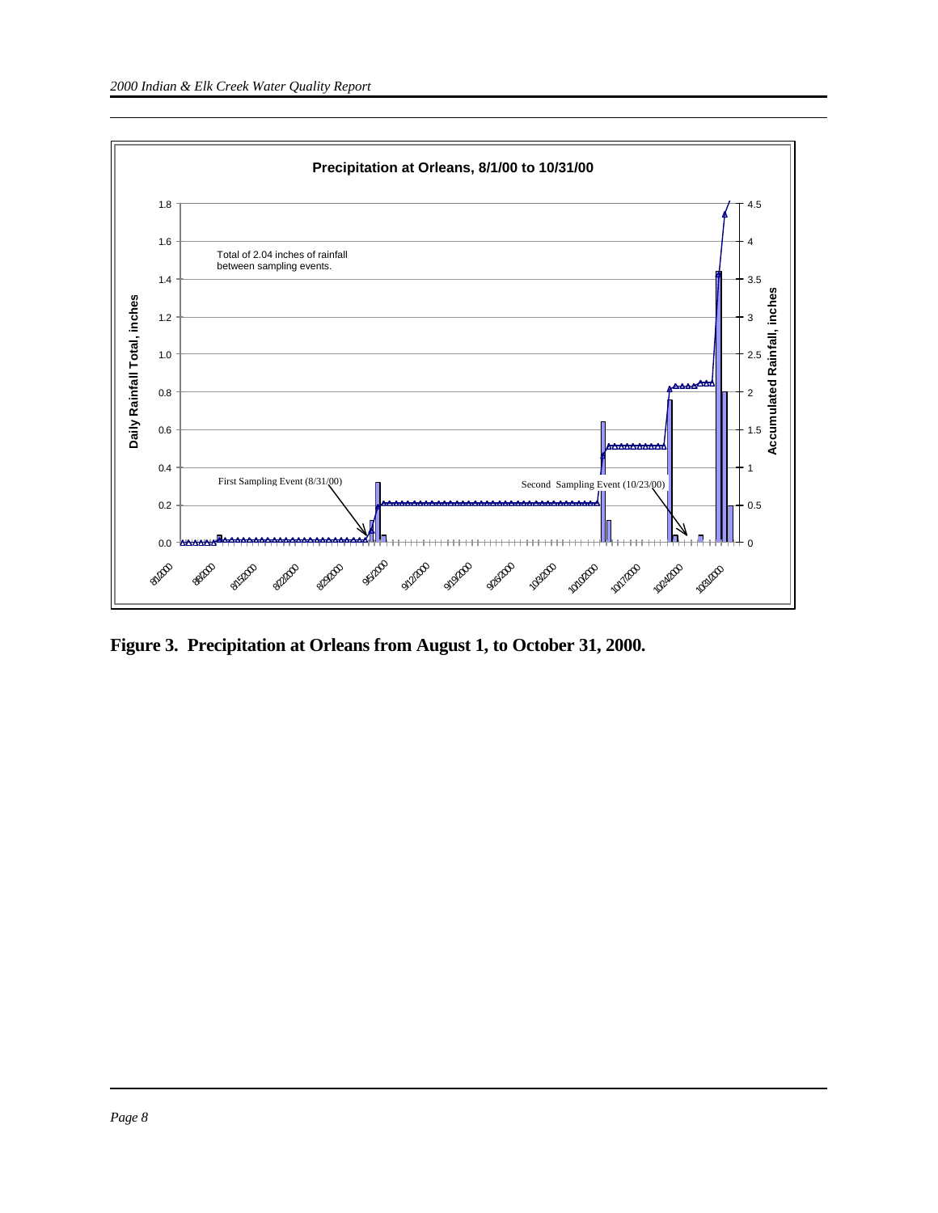**Precipitation at Orleans, 8/1/00 to 10/31/00**

Total of 2.04 inches of rainfall between sampling events.

First Sampling Event (8/31/00)

Second Sampling Event (10/23/00)

Daily Rainfall Total, inches

Accumulated Rainfall, inches

**Figure 3. Precipitation at Orleans from August 1, to October 31, 2000.**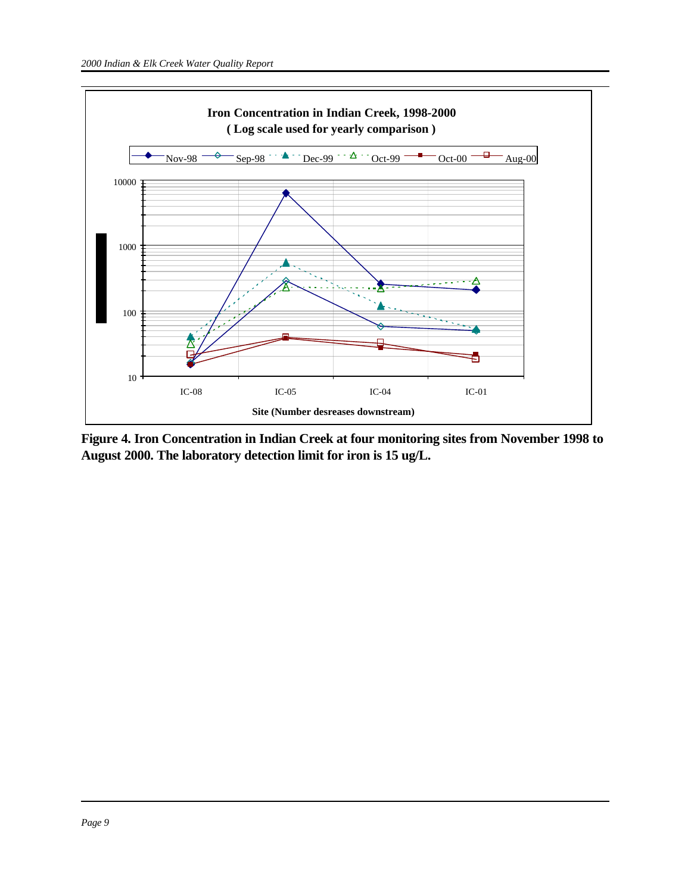**Iron Concentration in Indian Creek, 1998-2000**
**( Log scale used for yearly comparison )**

Nov-98 | Sep-98 | Dec-99 | Oct-99 | Oct-00 | Aug-00

10000

1000

100

10

IC-08 | IC-05 | IC-04 | IC-01

**Site (Number desreases downstream)**

**Figure 4. Iron Concentration in Indian Creek at four monitoring sites from November 1998 to August 2000. The laboratory detection limit for iron is 15 ug/L.**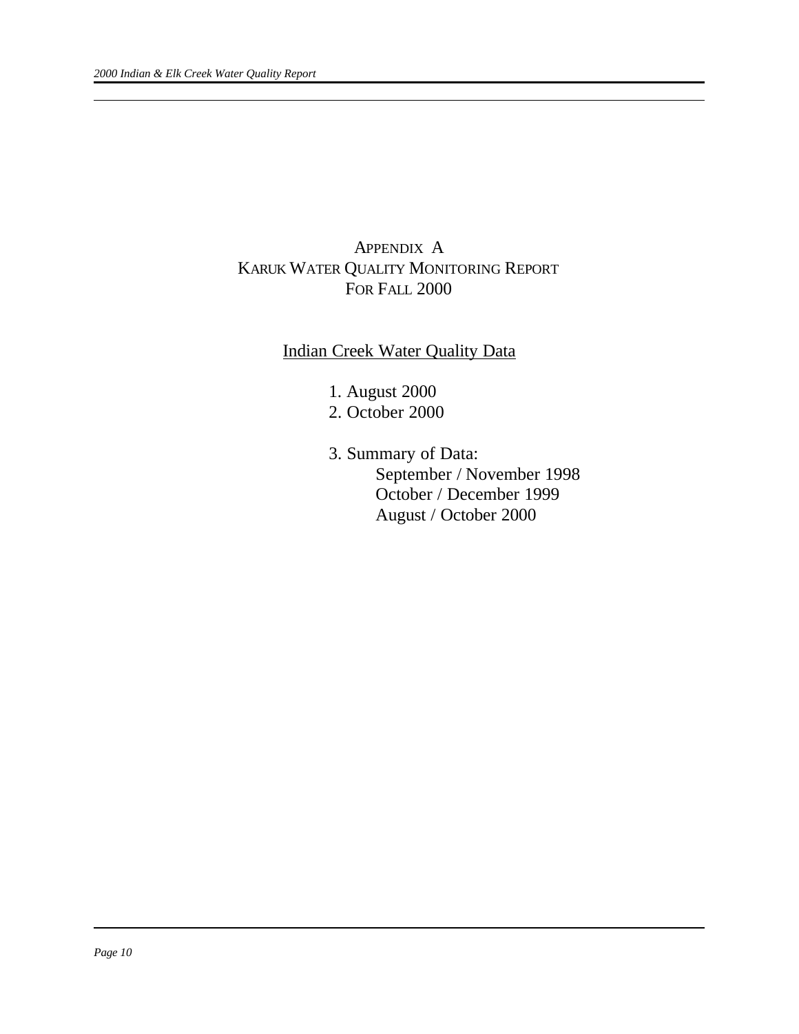# APPENDIX A
# KARUK WATER QUALITY MONITORING REPORT
# FOR FALL 2000

## Indian Creek Water Quality Data

1. August 2000
2. October 2000
3. Summary of Data:
   - September / November 1998
   - October / December 1999
   - August / October 2000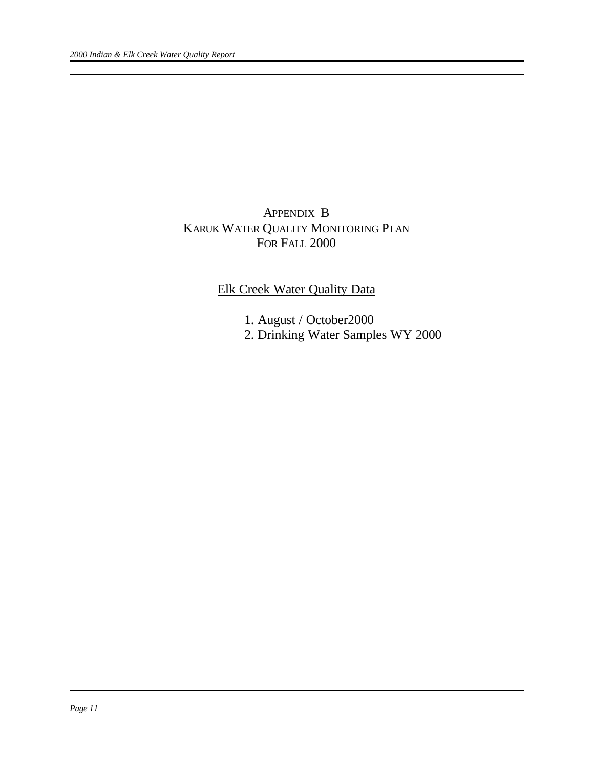# APPENDIX B
# KARUK WATER QUALITY MONITORING PLAN
# FOR FALL 2000

## Elk Creek Water Quality Data

1. August / October2000
2. Drinking Water Samples WY 2000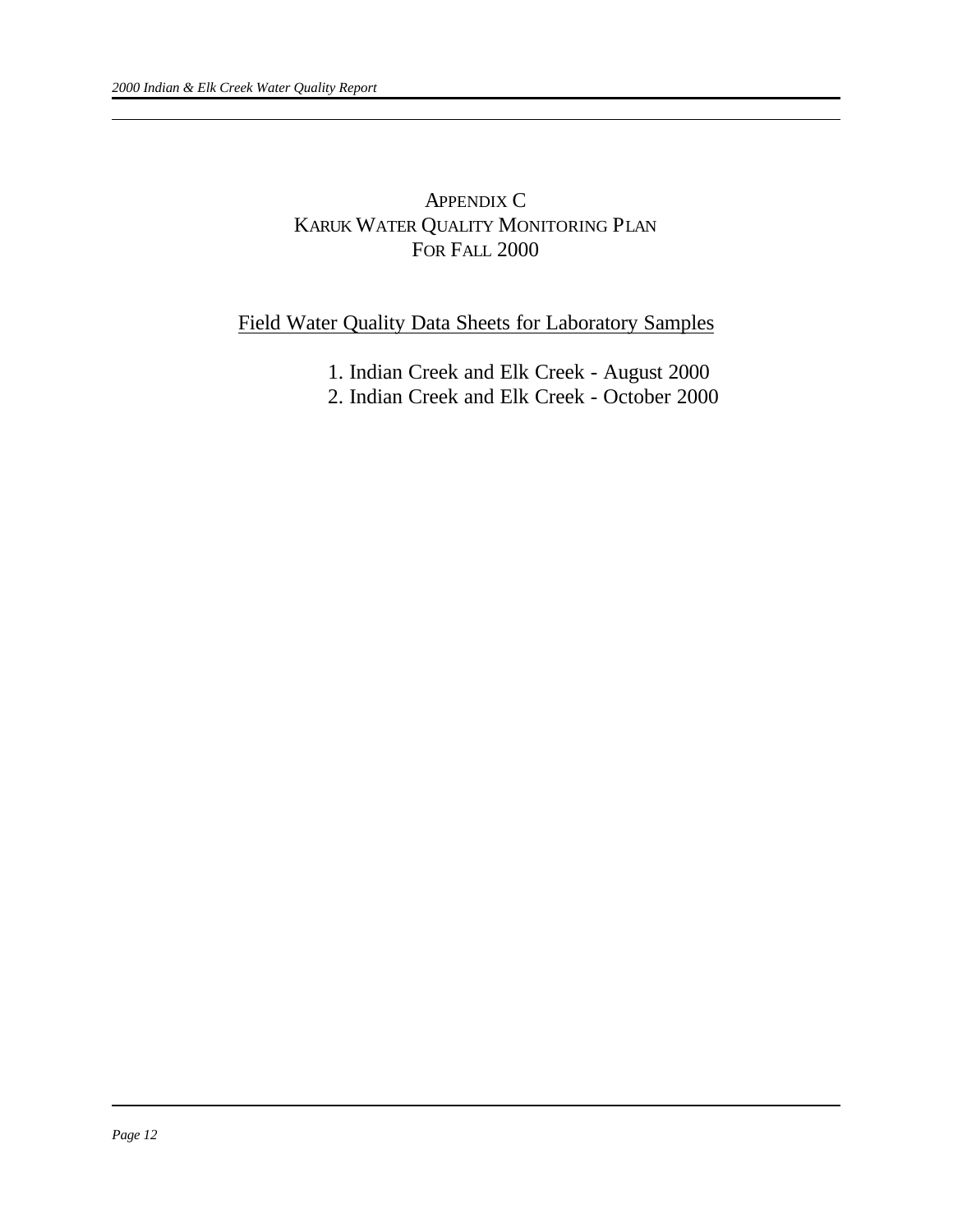# APPENDIX C
# KARUK WATER QUALITY MONITORING PLAN
# FOR FALL 2000

## Field Water Quality Data Sheets for Laboratory Samples

1. Indian Creek and Elk Creek - August 2000
2. Indian Creek and Elk Creek - October 2000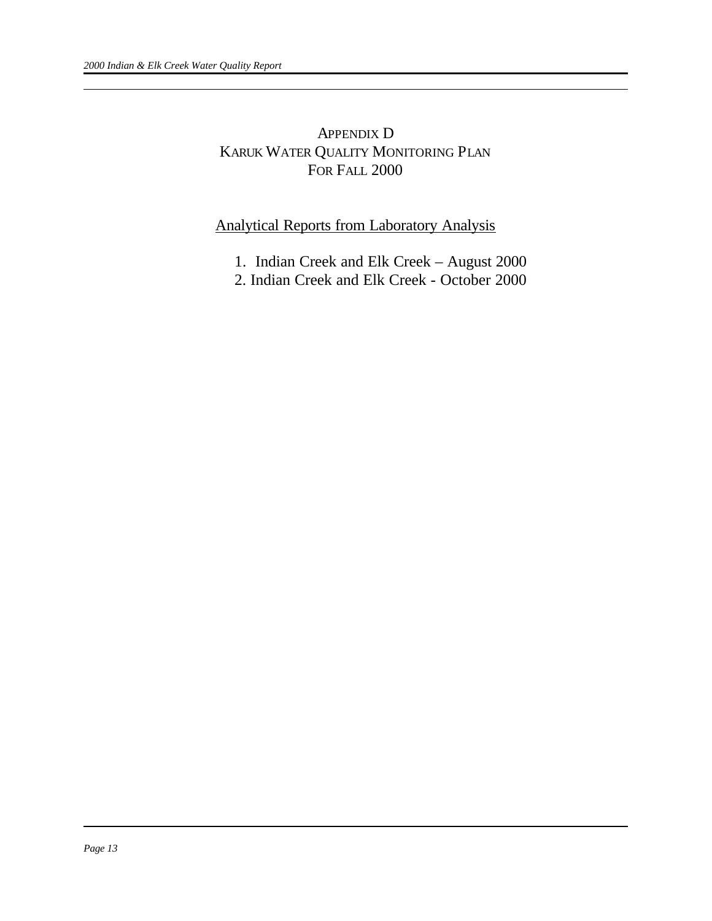# Appendix D
# Karuk Water Quality Monitoring Plan
# For Fall 2000

## Analytical Reports from Laboratory Analysis

1. Indian Creek and Elk Creek – August 2000
2. Indian Creek and Elk Creek - October 2000